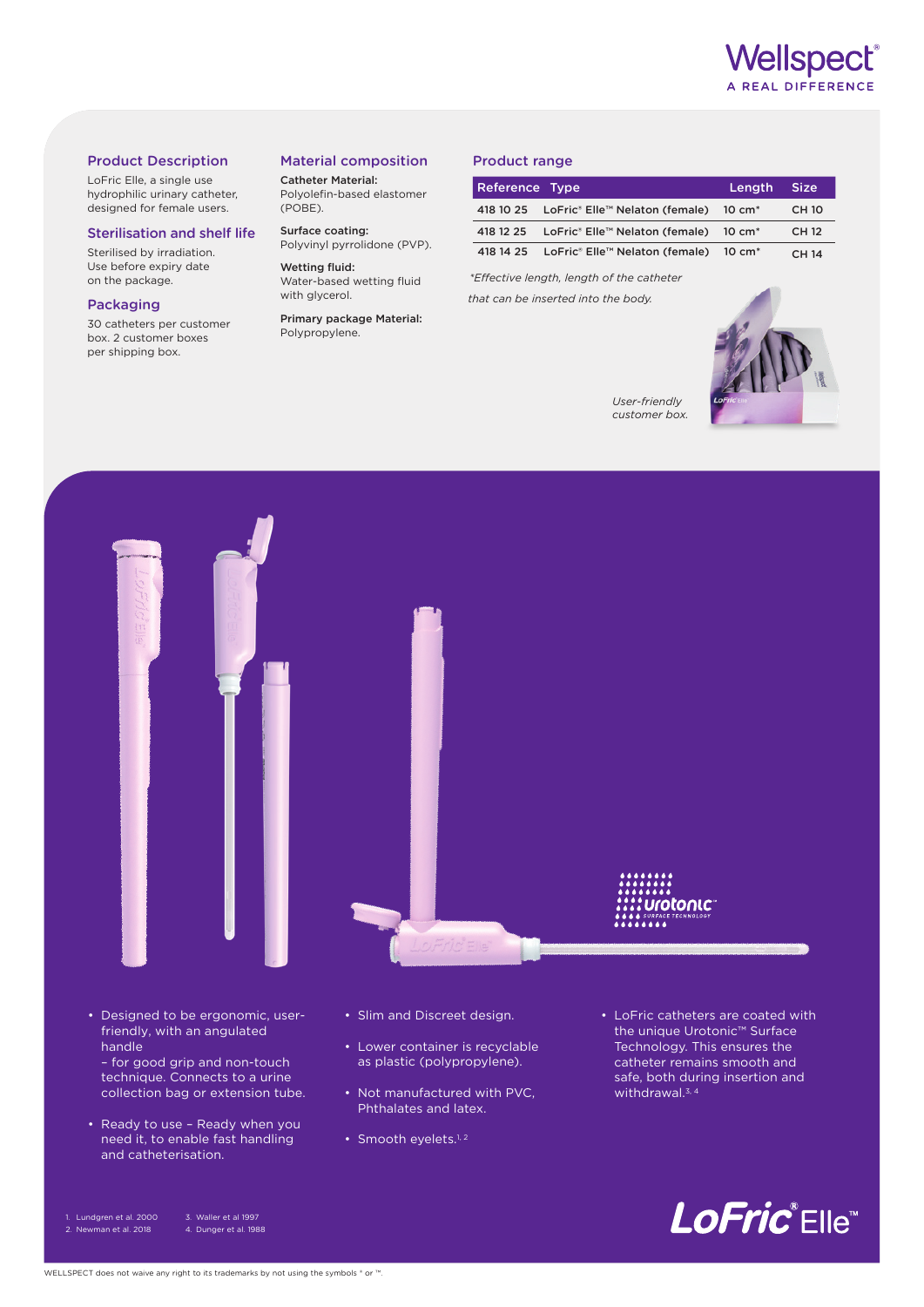## Product Description

LoFric Elle, a single use hydrophilic urinary catheter, designed for female users.

## Sterilisation and shelf life

Sterilised by irradiation.
Use before expiry date on the package.

## Packaging

30 catheters per customer box. 2 customer boxes per shipping box.

## Material composition

**Catheter Material:**
Polyolefin-based elastomer (POBE).

**Surface coating:**
Polyvinyl pyrrolidone (PVP).

**Wetting fluid:**
Water-based wetting fluid with glycerol.

**Primary package Material:**
Polypropylene.

## Product range

| Reference | Type | Length | Size |
|---|---|---|---|
| 418 10 25 | LoFric® Elle™ Nelaton (female) | 10 cm* | CH 10 |
| 418 12 25 | LoFric® Elle™ Nelaton (female) | 10 cm* | CH 12 |
| 418 14 25 | LoFric® Elle™ Nelaton (female) | 10 cm* | CH 14 |

*\*Effective length, length of the catheter that can be inserted into the body.*

*User-friendly customer box.*

- Designed to be ergonomic, user-friendly, with an angulated handle – for good grip and non-touch technique. Connects to a urine collection bag or extension tube.
- Ready to use – Ready when you need it, to enable fast handling and catheterisation.
- Slim and Discreet design.
- Lower container is recyclable as plastic (polypropylene).
- Not manufactured with PVC, Phthalates and latex.
- Smooth eyelets.[1, 2]
- LoFric catheters are coated with the unique Urotonic™ Surface Technology. This ensures the catheter remains smooth and safe, both during insertion and withdrawal.[3, 4]

1. Lundgren et al. 2000
2. Newman et al. 2018
3. Waller et al 1997
4. Dunger et al. 1988

LoFric® Elle™

WELLSPECT does not waive any right to its trademarks by not using the symbols ® or ™.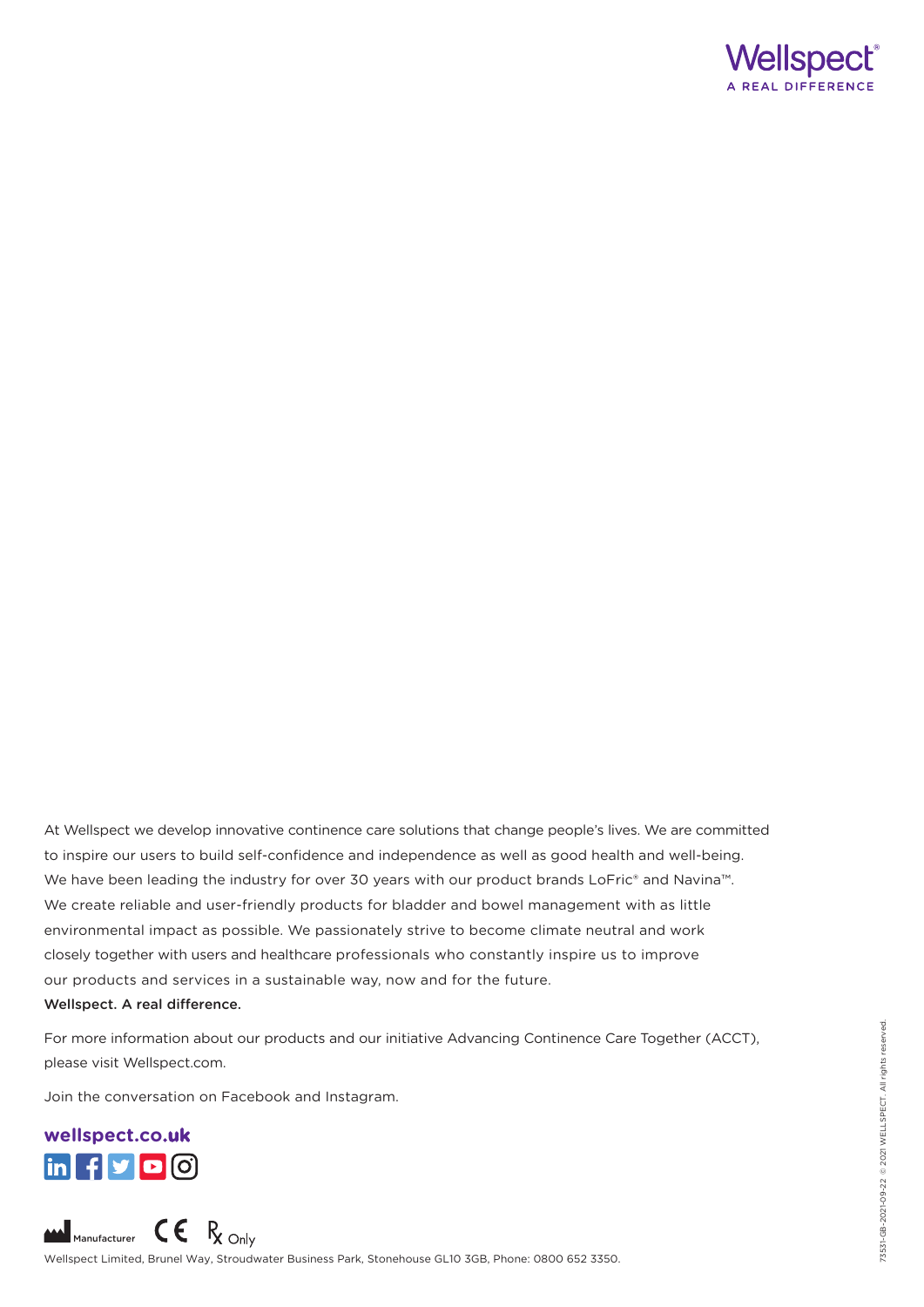Wellspect®
A REAL DIFFERENCE

At Wellspect we develop innovative continence care solutions that change people's lives. We are committed to inspire our users to build self-confidence and independence as well as good health and well-being. We have been leading the industry for over 30 years with our product brands LoFric® and Navina™. We create reliable and user-friendly products for bladder and bowel management with as little environmental impact as possible. We passionately strive to become climate neutral and work closely together with users and healthcare professionals who constantly inspire us to improve our products and services in a sustainable way, now and for the future.

Wellspect. A real difference.

For more information about our products and our initiative Advancing Continence Care Together (ACCT), please visit Wellspect.com.

Join the conversation on Facebook and Instagram.

**wellspect.co.uk**

Manufacturer CE Rx Only

Wellspect Limited, Brunel Way, Stroudwater Business Park, Stonehouse GL10 3GB, Phone: 0800 652 3350.

73531-GB-2021-09-22 © 2021 WELLSPECT. All rights reserved.